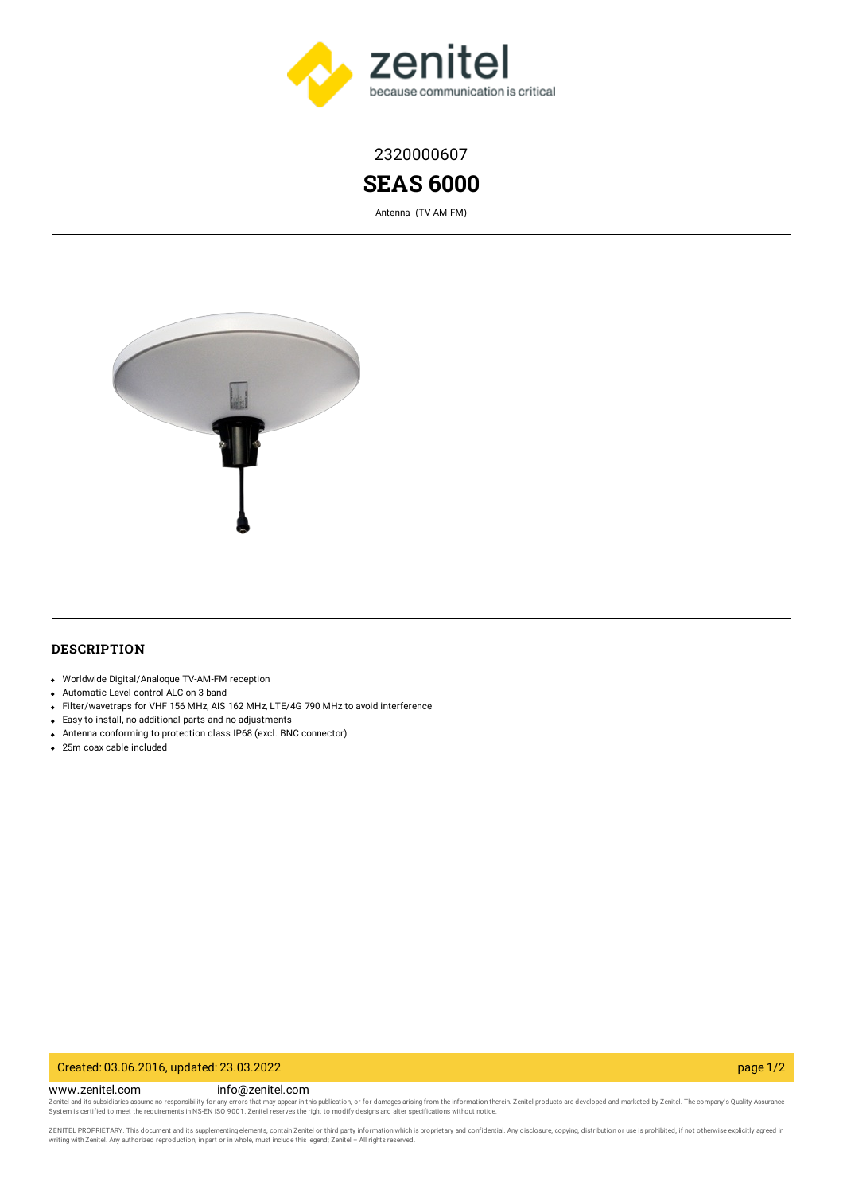2320000607

# SEAS 6000

Antenna (TV-AM-FM)

## DESCRIPTION

- Worldwide Digital/Analoque TV-AM-FM reception
- Automatic Level control ALC on 3 band
- Filter/wavetraps for VHF 156 MHz, AIS 162 MHz, LTE/4G 790 MHz to avoid interference
- Easy to install, no additional parts and no adjustments
- Antenna conforming to protection class IP68 (excl. BNC connector)
- 25m coax cable included

Created: 03.06.2016, updated: 23.03.2022

www.zenitel.com info@zenitel.com

Zenitel and its subsidiaries assume no responsibility for any errors that may appear in this publication, or for damages arising from the information therein. Zenitel products are developed and marketed by Zenitel. The company's Quality Assurance System is certified to meet the requirements in NS-EN ISO 9001. Zenitel reserves the right to modify designs and alter specifications without notice.

ZENITEL PROPRIETARY. This document and its supplementing elements, contain Zenitel or third party information which is proprietary and confidential. Any disclosure, copying, distribution or use is prohibited, if not otherwise explicitly agreed in writing with Zenitel. Any authorized reproduction, in part or in whole, must include this legend; Zenitel – All rights reserved.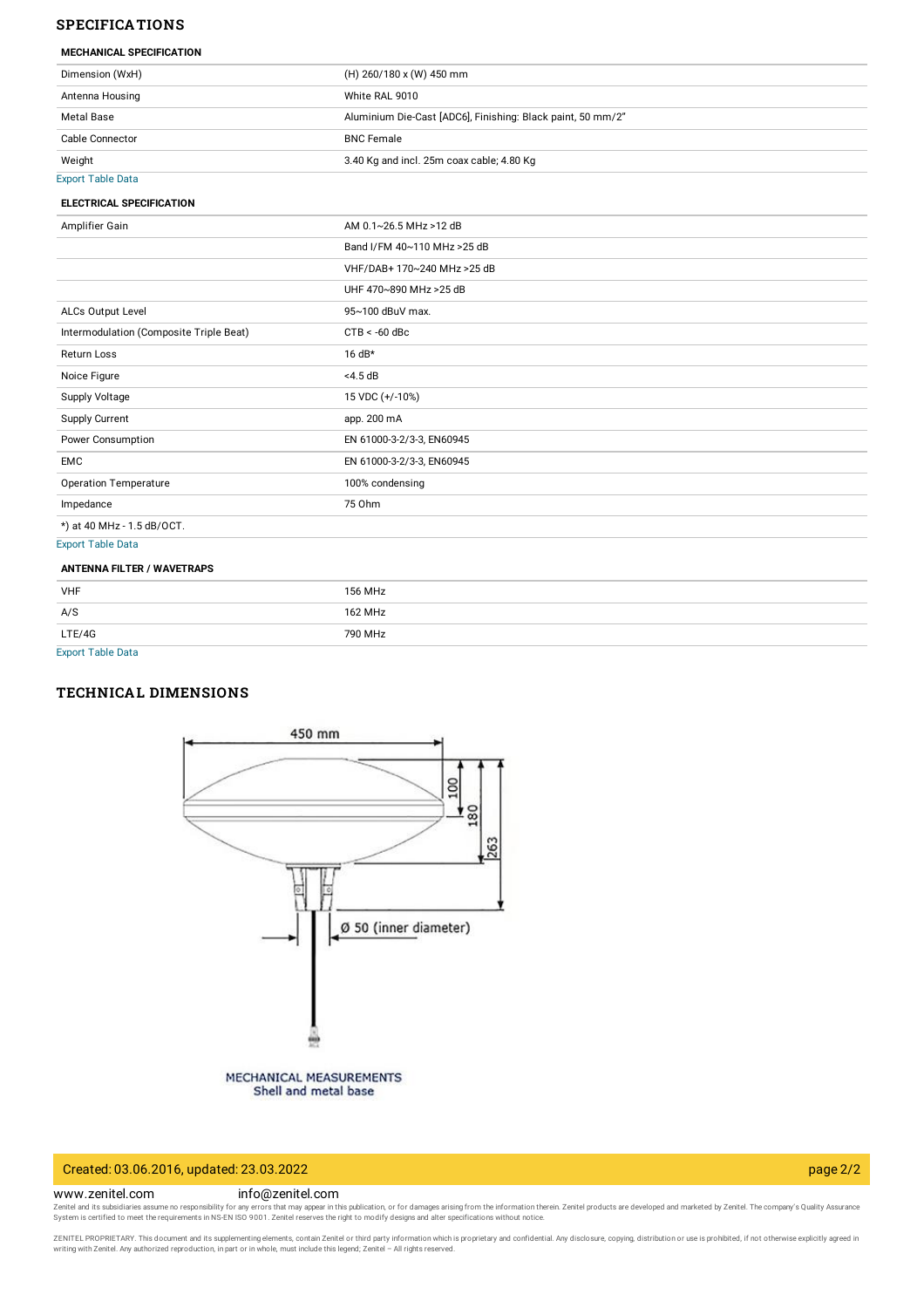## SPECIFICATIONS

### MECHANICAL SPECIFICATION

| | |
|---|---|
| Dimension (WxH) | (H) 260/180 x (W) 450 mm |
| Antenna Housing | White RAL 9010 |
| Metal Base | Aluminium Die-Cast [ADC6], Finishing: Black paint, 50 mm/2" |
| Cable Connector | BNC Female |
| Weight | 3.40 Kg and incl. 25m coax cable; 4.80 Kg |

Export Table Data

### ELECTRICAL SPECIFICATION

| | |
|---|---|
| Amplifier Gain | AM 0.1~26.5 MHz >12 dB |
| | Band I/FM 40~110 MHz >25 dB |
| | VHF/DAB+ 170~240 MHz >25 dB |
| | UHF 470~890 MHz >25 dB |
| ALCs Output Level | 95~100 dBuV max. |
| Intermodulation (Composite Triple Beat) | CTB < -60 dBc |
| Return Loss | 16 dB* |
| Noice Figure | <4.5 dB |
| Supply Voltage | 15 VDC (+/-10%) |
| Supply Current | app. 200 mA |
| Power Consumption | EN 61000-3-2/3-3, EN60945 |
| EMC | EN 61000-3-2/3-3, EN60945 |
| Operation Temperature | 100% condensing |
| Impedance | 75 Ohm |
| *) at 40 MHz - 1.5 dB/OCT. | |

Export Table Data

### ANTENNA FILTER / WAVETRAPS

| | |
|---|---|
| VHF | 156 MHz |
| A/S | 162 MHz |
| LTE/4G | 790 MHz |

Export Table Data

## TECHNICAL DIMENSIONS

450 mm

100

180

263

Ø 50 (inner diameter)

MECHANICAL MEASUREMENTS
Shell and metal base

Created: 03.06.2016, updated: 23.03.2022

www.zenitel.com info@zenitel.com

Zenitel and its subsidiaries assume no responsibility for any errors that may appear in this publication, or for damages arising from the information therein. Zenitel products are developed and marketed by Zenitel. The company's Quality Assurance System is certified to meet the requirements in NS-EN ISO 9001. Zenitel reserves the right to modify designs and alter specifications without notice.

ZENITEL PROPRIETARY. This document and its supplementing elements, contain Zenitel or third party information which is proprietary and confidential. Any disclosure, copying, distribution or use is prohibited, if not otherwise explicitly agreed in writing with Zenitel. Any authorized reproduction, in part or in whole, must include this legend; Zenitel – All rights reserved.